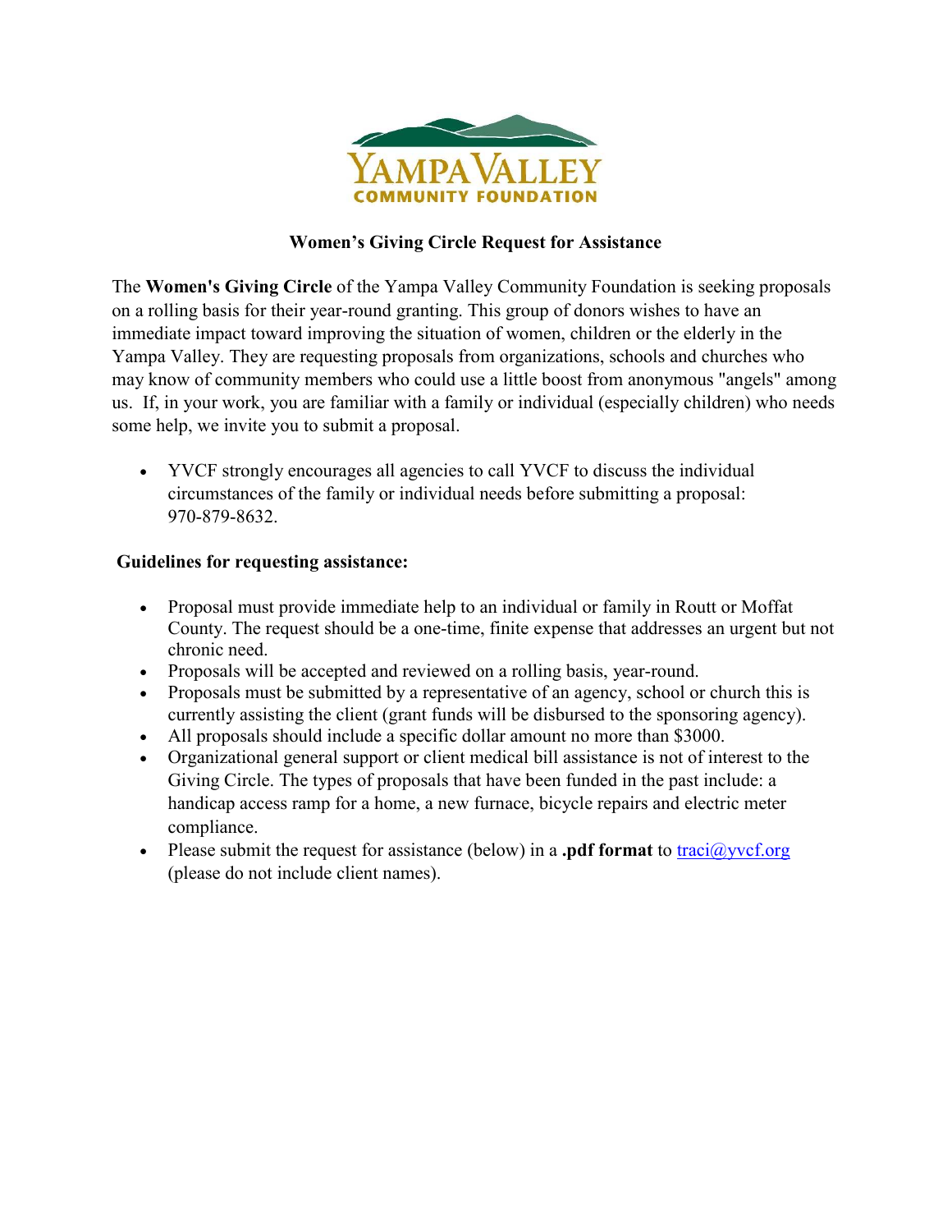YAMPA VALLEY
COMMUNITY FOUNDATION

## Women's Giving Circle Request for Assistance

The **Women's Giving Circle** of the Yampa Valley Community Foundation is seeking proposals on a rolling basis for their year-round granting. This group of donors wishes to have an immediate impact toward improving the situation of women, children or the elderly in the Yampa Valley. They are requesting proposals from organizations, schools and churches who may know of community members who could use a little boost from anonymous "angels" among us. If, in your work, you are familiar with a family or individual (especially children) who needs some help, we invite you to submit a proposal.

- YVCF strongly encourages all agencies to call YVCF to discuss the individual circumstances of the family or individual needs before submitting a proposal: 970-879-8632.

### Guidelines for requesting assistance:

- Proposal must provide immediate help to an individual or family in Routt or Moffat County. The request should be a one-time, finite expense that addresses an urgent but not chronic need.
- Proposals will be accepted and reviewed on a rolling basis, year-round.
- Proposals must be submitted by a representative of an agency, school or church this is currently assisting the client (grant funds will be disbursed to the sponsoring agency).
- All proposals should include a specific dollar amount no more than $3000.
- Organizational general support or client medical bill assistance is not of interest to the Giving Circle. The types of proposals that have been funded in the past include: a handicap access ramp for a home, a new furnace, bicycle repairs and electric meter compliance.
- Please submit the request for assistance (below) in a **.pdf format** to traci@yvcf.org (please do not include client names).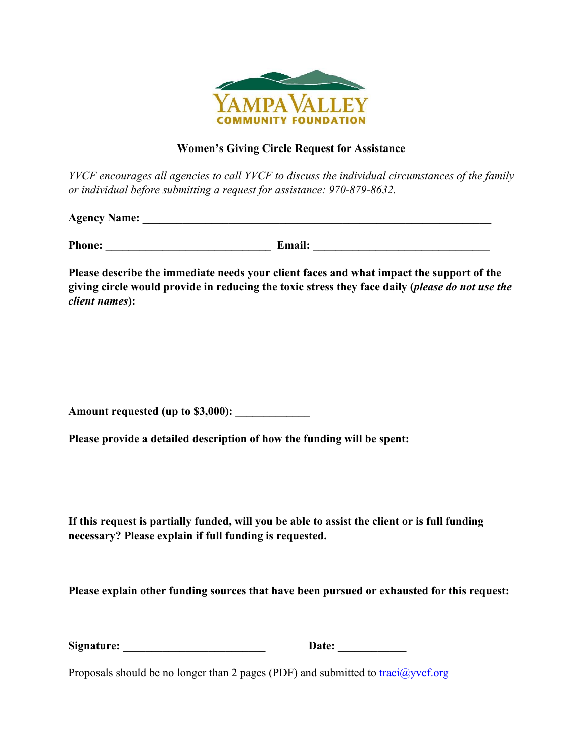YAMPA VALLEY
COMMUNITY FOUNDATION

**Women's Giving Circle Request for Assistance**

*YVCF encourages all agencies to call YVCF to discuss the individual circumstances of the family or individual before submitting a request for assistance: 970-879-8632.*

**Agency Name: ______________________________________________________________**

**Phone: _____________________________ Email: _______________________________**

**Please describe the immediate needs your client faces and what impact the support of the giving circle would provide in reducing the toxic stress they face daily (*please do not use the client names*):**

**Amount requested (up to $3,000): _____________**

**Please provide a detailed description of how the funding will be spent:**

**If this request is partially funded, will you be able to assist the client or is full funding necessary? Please explain if full funding is requested.**

**Please explain other funding sources that have been pursued or exhausted for this request:**

**Signature:** _________________________ **Date:** ____________

Proposals should be no longer than 2 pages (PDF) and submitted to traci@yvcf.org